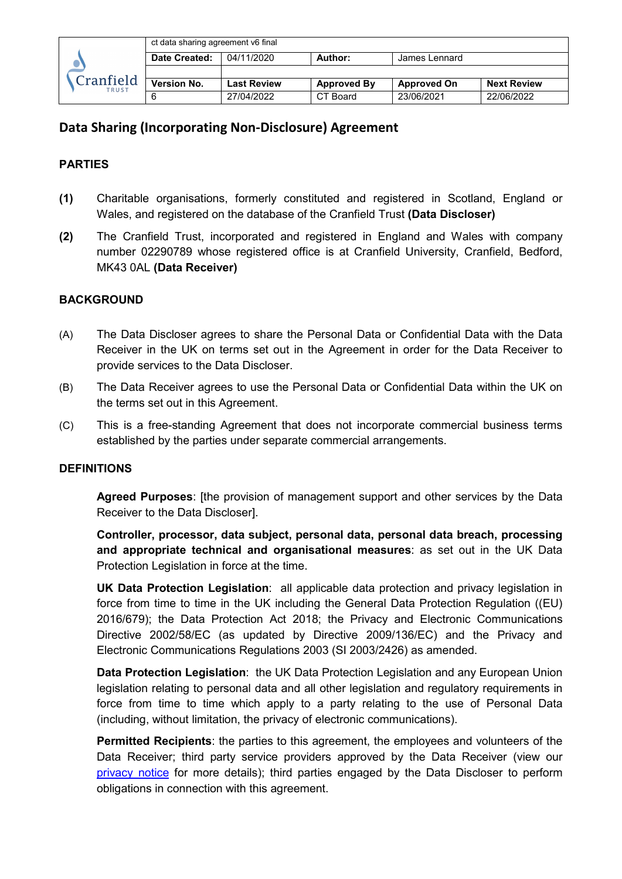| Cranfield TRUST | ct data sharing agreement v6 final | | | | |
|---|---|---|---|---|---|
| | **Date Created:** | 04/11/2020 | **Author:** | James Lennard | |
| | | | | | |
| | **Version No.** | **Last Review** | **Approved By** | **Approved On** | **Next Review** |
| | 6 | 27/04/2022 | CT Board | 23/06/2021 | 22/06/2022 |

## Data Sharing (Incorporating Non-Disclosure) Agreement

### PARTIES

**(1)** Charitable organisations, formerly constituted and registered in Scotland, England or Wales, and registered on the database of the Cranfield Trust **(Data Discloser)**

**(2)** The Cranfield Trust, incorporated and registered in England and Wales with company number 02290789 whose registered office is at Cranfield University, Cranfield, Bedford, MK43 0AL **(Data Receiver)**

### BACKGROUND

(A) The Data Discloser agrees to share the Personal Data or Confidential Data with the Data Receiver in the UK on terms set out in the Agreement in order for the Data Receiver to provide services to the Data Discloser.

(B) The Data Receiver agrees to use the Personal Data or Confidential Data within the UK on the terms set out in this Agreement.

(C) This is a free-standing Agreement that does not incorporate commercial business terms established by the parties under separate commercial arrangements.

### DEFINITIONS

**Agreed Purposes**: [the provision of management support and other services by the Data Receiver to the Data Discloser].

**Controller, processor, data subject, personal data, personal data breach, processing and appropriate technical and organisational measures**: as set out in the UK Data Protection Legislation in force at the time.

**UK Data Protection Legislation**: all applicable data protection and privacy legislation in force from time to time in the UK including the General Data Protection Regulation ((EU) 2016/679); the Data Protection Act 2018; the Privacy and Electronic Communications Directive 2002/58/EC (as updated by Directive 2009/136/EC) and the Privacy and Electronic Communications Regulations 2003 (SI 2003/2426) as amended.

**Data Protection Legislation**: the UK Data Protection Legislation and any European Union legislation relating to personal data and all other legislation and regulatory requirements in force from time to time which apply to a party relating to the use of Personal Data (including, without limitation, the privacy of electronic communications).

**Permitted Recipients**: the parties to this agreement, the employees and volunteers of the Data Receiver; third party service providers approved by the Data Receiver (view our privacy notice for more details); third parties engaged by the Data Discloser to perform obligations in connection with this agreement.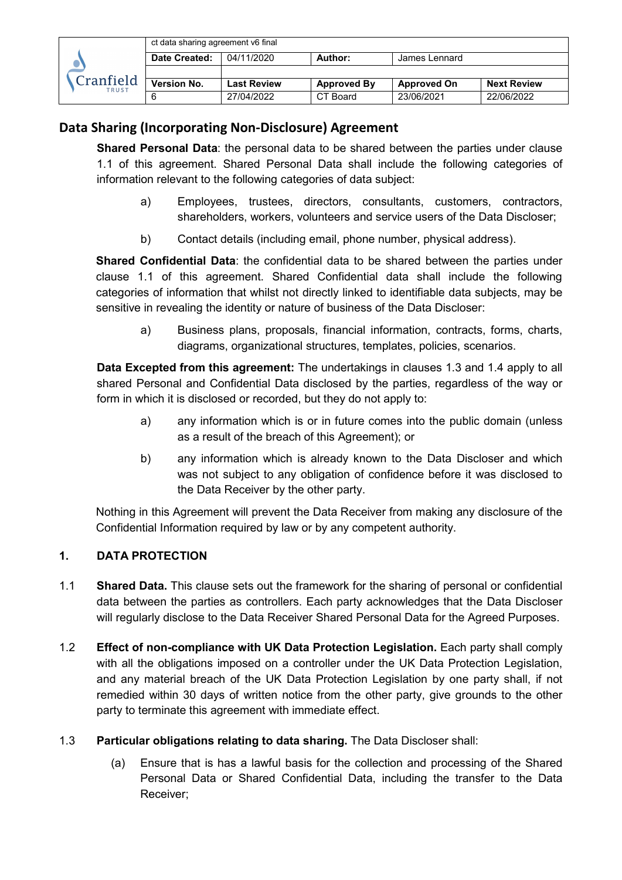## Data Sharing (Incorporating Non-Disclosure) Agreement

**Shared Personal Data**: the personal data to be shared between the parties under clause 1.1 of this agreement. Shared Personal Data shall include the following categories of information relevant to the following categories of data subject:

a) Employees, trustees, directors, consultants, customers, contractors, shareholders, workers, volunteers and service users of the Data Discloser;

b) Contact details (including email, phone number, physical address).

**Shared Confidential Data**: the confidential data to be shared between the parties under clause 1.1 of this agreement. Shared Confidential data shall include the following categories of information that whilst not directly linked to identifiable data subjects, may be sensitive in revealing the identity or nature of business of the Data Discloser:

a) Business plans, proposals, financial information, contracts, forms, charts, diagrams, organizational structures, templates, policies, scenarios.

**Data Excepted from this agreement:** The undertakings in clauses 1.3 and 1.4 apply to all shared Personal and Confidential Data disclosed by the parties, regardless of the way or form in which it is disclosed or recorded, but they do not apply to:

a) any information which is or in future comes into the public domain (unless as a result of the breach of this Agreement); or

b) any information which is already known to the Data Discloser and which was not subject to any obligation of confidence before it was disclosed to the Data Receiver by the other party.

Nothing in this Agreement will prevent the Data Receiver from making any disclosure of the Confidential Information required by law or by any competent authority.

### 1. DATA PROTECTION

1.1 **Shared Data.** This clause sets out the framework for the sharing of personal or confidential data between the parties as controllers. Each party acknowledges that the Data Discloser will regularly disclose to the Data Receiver Shared Personal Data for the Agreed Purposes.

1.2 **Effect of non-compliance with UK Data Protection Legislation.** Each party shall comply with all the obligations imposed on a controller under the UK Data Protection Legislation, and any material breach of the UK Data Protection Legislation by one party shall, if not remedied within 30 days of written notice from the other party, give grounds to the other party to terminate this agreement with immediate effect.

1.3 **Particular obligations relating to data sharing.** The Data Discloser shall:

(a) Ensure that is has a lawful basis for the collection and processing of the Shared Personal Data or Shared Confidential Data, including the transfer to the Data Receiver;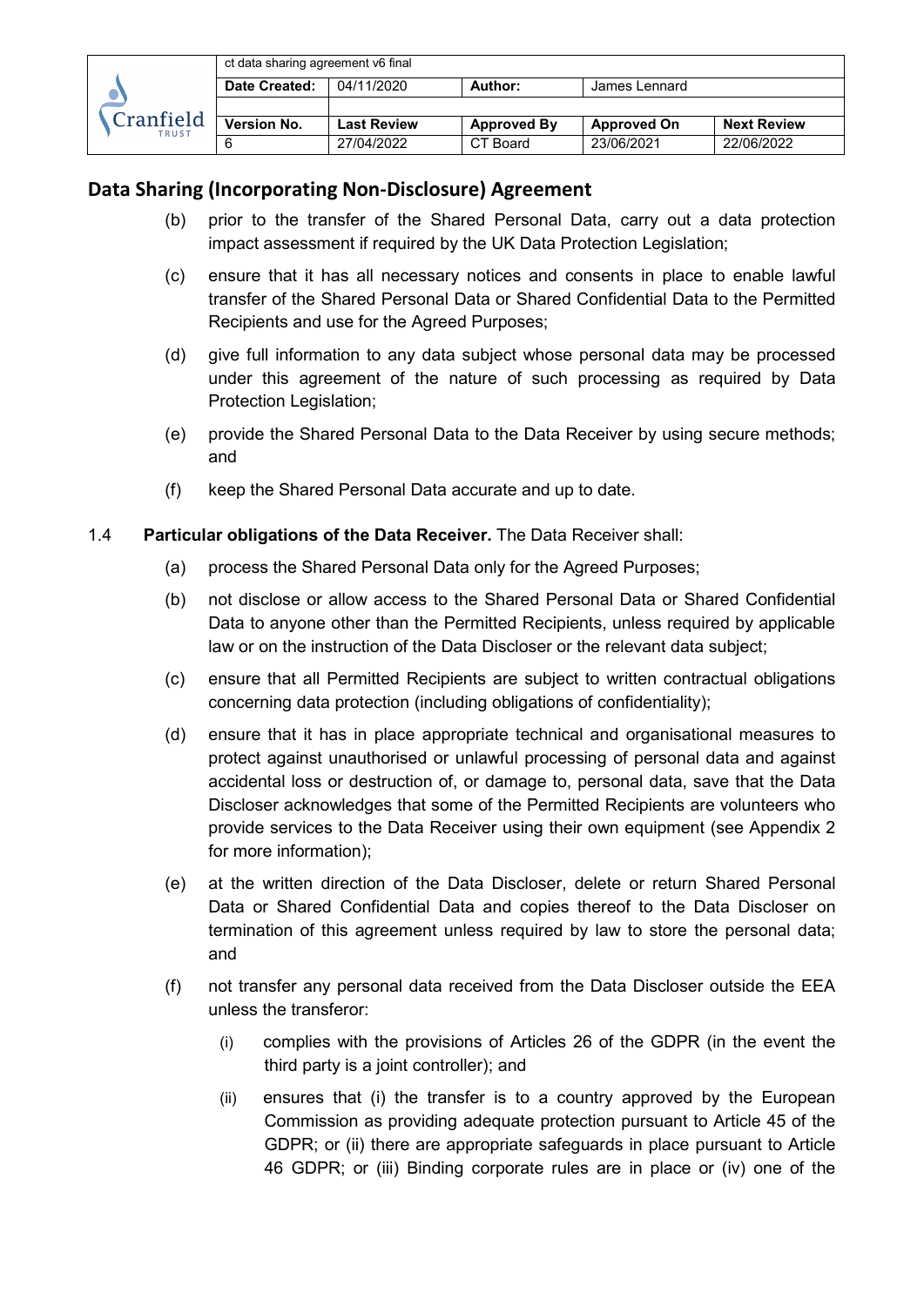## Data Sharing (Incorporating Non-Disclosure) Agreement

(b) prior to the transfer of the Shared Personal Data, carry out a data protection impact assessment if required by the UK Data Protection Legislation;

(c) ensure that it has all necessary notices and consents in place to enable lawful transfer of the Shared Personal Data or Shared Confidential Data to the Permitted Recipients and use for the Agreed Purposes;

(d) give full information to any data subject whose personal data may be processed under this agreement of the nature of such processing as required by Data Protection Legislation;

(e) provide the Shared Personal Data to the Data Receiver by using secure methods; and

(f) keep the Shared Personal Data accurate and up to date.

1.4 **Particular obligations of the Data Receiver.** The Data Receiver shall:

(a) process the Shared Personal Data only for the Agreed Purposes;

(b) not disclose or allow access to the Shared Personal Data or Shared Confidential Data to anyone other than the Permitted Recipients, unless required by applicable law or on the instruction of the Data Discloser or the relevant data subject;

(c) ensure that all Permitted Recipients are subject to written contractual obligations concerning data protection (including obligations of confidentiality);

(d) ensure that it has in place appropriate technical and organisational measures to protect against unauthorised or unlawful processing of personal data and against accidental loss or destruction of, or damage to, personal data, save that the Data Discloser acknowledges that some of the Permitted Recipients are volunteers who provide services to the Data Receiver using their own equipment (see Appendix 2 for more information);

(e) at the written direction of the Data Discloser, delete or return Shared Personal Data or Shared Confidential Data and copies thereof to the Data Discloser on termination of this agreement unless required by law to store the personal data; and

(f) not transfer any personal data received from the Data Discloser outside the EEA unless the transferor:

(i) complies with the provisions of Articles 26 of the GDPR (in the event the third party is a joint controller); and

(ii) ensures that (i) the transfer is to a country approved by the European Commission as providing adequate protection pursuant to Article 45 of the GDPR; or (ii) there are appropriate safeguards in place pursuant to Article 46 GDPR; or (iii) Binding corporate rules are in place or (iv) one of the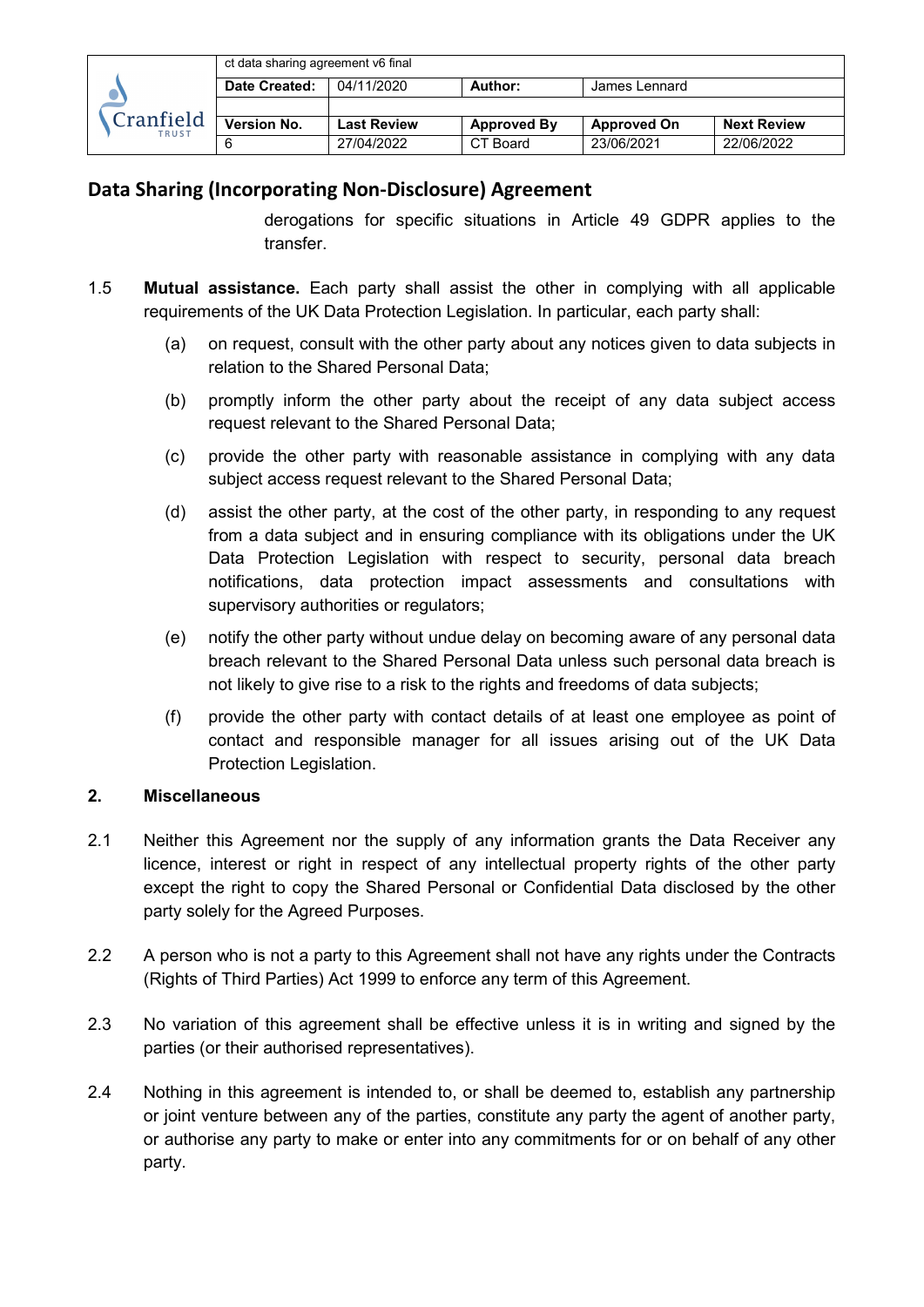derogations for specific situations in Article 49 GDPR applies to the transfer.

1.5 **Mutual assistance.** Each party shall assist the other in complying with all applicable requirements of the UK Data Protection Legislation. In particular, each party shall:

(a) on request, consult with the other party about any notices given to data subjects in relation to the Shared Personal Data;

(b) promptly inform the other party about the receipt of any data subject access request relevant to the Shared Personal Data;

(c) provide the other party with reasonable assistance in complying with any data subject access request relevant to the Shared Personal Data;

(d) assist the other party, at the cost of the other party, in responding to any request from a data subject and in ensuring compliance with its obligations under the UK Data Protection Legislation with respect to security, personal data breach notifications, data protection impact assessments and consultations with supervisory authorities or regulators;

(e) notify the other party without undue delay on becoming aware of any personal data breach relevant to the Shared Personal Data unless such personal data breach is not likely to give rise to a risk to the rights and freedoms of data subjects;

(f) provide the other party with contact details of at least one employee as point of contact and responsible manager for all issues arising out of the UK Data Protection Legislation.

**2. Miscellaneous**

2.1 Neither this Agreement nor the supply of any information grants the Data Receiver any licence, interest or right in respect of any intellectual property rights of the other party except the right to copy the Shared Personal or Confidential Data disclosed by the other party solely for the Agreed Purposes.

2.2 A person who is not a party to this Agreement shall not have any rights under the Contracts (Rights of Third Parties) Act 1999 to enforce any term of this Agreement.

2.3 No variation of this agreement shall be effective unless it is in writing and signed by the parties (or their authorised representatives).

2.4 Nothing in this agreement is intended to, or shall be deemed to, establish any partnership or joint venture between any of the parties, constitute any party the agent of another party, or authorise any party to make or enter into any commitments for or on behalf of any other party.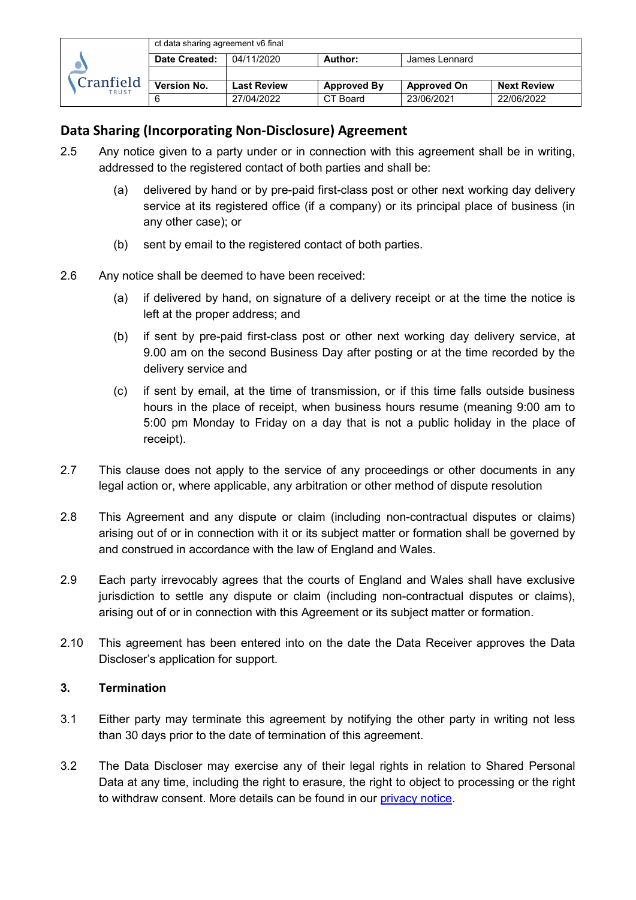## Data Sharing (Incorporating Non-Disclosure) Agreement

2.5 Any notice given to a party under or in connection with this agreement shall be in writing, addressed to the registered contact of both parties and shall be:

(a) delivered by hand or by pre-paid first-class post or other next working day delivery service at its registered office (if a company) or its principal place of business (in any other case); or

(b) sent by email to the registered contact of both parties.

2.6 Any notice shall be deemed to have been received:

(a) if delivered by hand, on signature of a delivery receipt or at the time the notice is left at the proper address; and

(b) if sent by pre-paid first-class post or other next working day delivery service, at 9.00 am on the second Business Day after posting or at the time recorded by the delivery service and

(c) if sent by email, at the time of transmission, or if this time falls outside business hours in the place of receipt, when business hours resume (meaning 9:00 am to 5:00 pm Monday to Friday on a day that is not a public holiday in the place of receipt).

2.7 This clause does not apply to the service of any proceedings or other documents in any legal action or, where applicable, any arbitration or other method of dispute resolution

2.8 This Agreement and any dispute or claim (including non-contractual disputes or claims) arising out of or in connection with it or its subject matter or formation shall be governed by and construed in accordance with the law of England and Wales.

2.9 Each party irrevocably agrees that the courts of England and Wales shall have exclusive jurisdiction to settle any dispute or claim (including non-contractual disputes or claims), arising out of or in connection with this Agreement or its subject matter or formation.

2.10 This agreement has been entered into on the date the Data Receiver approves the Data Discloser's application for support.

### 3. Termination

3.1 Either party may terminate this agreement by notifying the other party in writing not less than 30 days prior to the date of termination of this agreement.

3.2 The Data Discloser may exercise any of their legal rights in relation to Shared Personal Data at any time, including the right to erasure, the right to object to processing or the right to withdraw consent. More details can be found in our privacy notice.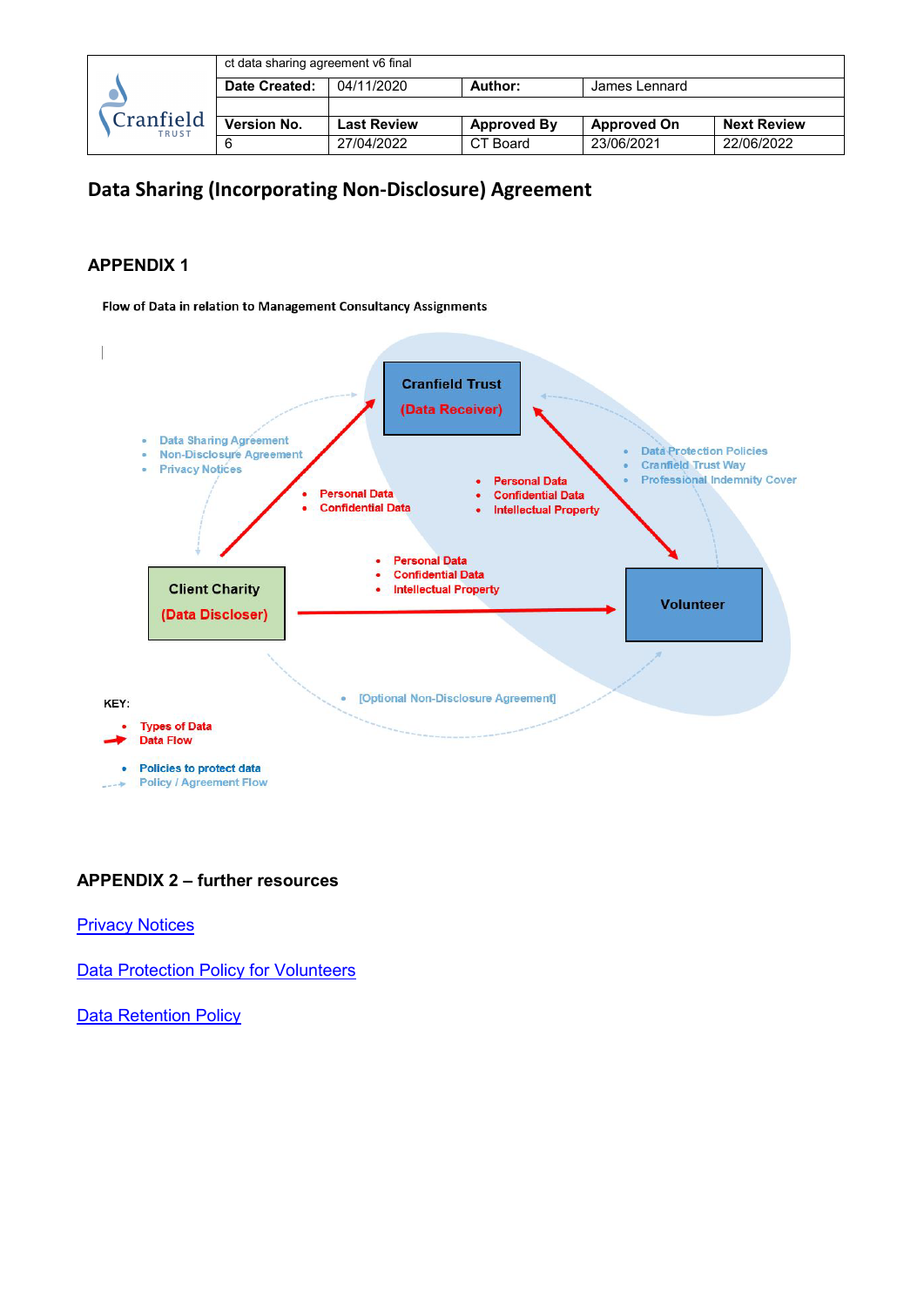| | | | | |
|---|---|---|---|---|
| ct data sharing agreement v6 final | | | | |
| **Date Created:** | 04/11/2020 | **Author:** | James Lennard | |
| | | | | |
| **Version No.** | **Last Review** | **Approved By** | **Approved On** | **Next Review** |
| 6 | 27/04/2022 | CT Board | 23/06/2021 | 22/06/2022 |

# Data Sharing (Incorporating Non-Disclosure) Agreement

## APPENDIX 1

**Flow of Data in relation to Management Consultancy Assignments**

Cranfield Trust
(Data Receiver)

- Data Sharing Agreement
- Non-Disclosure Agreement
- Privacy Notices

- Data Protection Policies
- Cranfield Trust Way
- Professional Indemnity Cover

- Personal Data
- Confidential Data

- Personal Data
- Confidential Data
- Intellectual Property

Client Charity
(Data Discloser)

- Personal Data
- Confidential Data
- Intellectual Property

Volunteer

- [Optional Non-Disclosure Agreement]

KEY:

- Types of Data

Data Flow

- Policies to protect data

Policy / Agreement Flow

## APPENDIX 2 – further resources

Privacy Notices

Data Protection Policy for Volunteers

Data Retention Policy